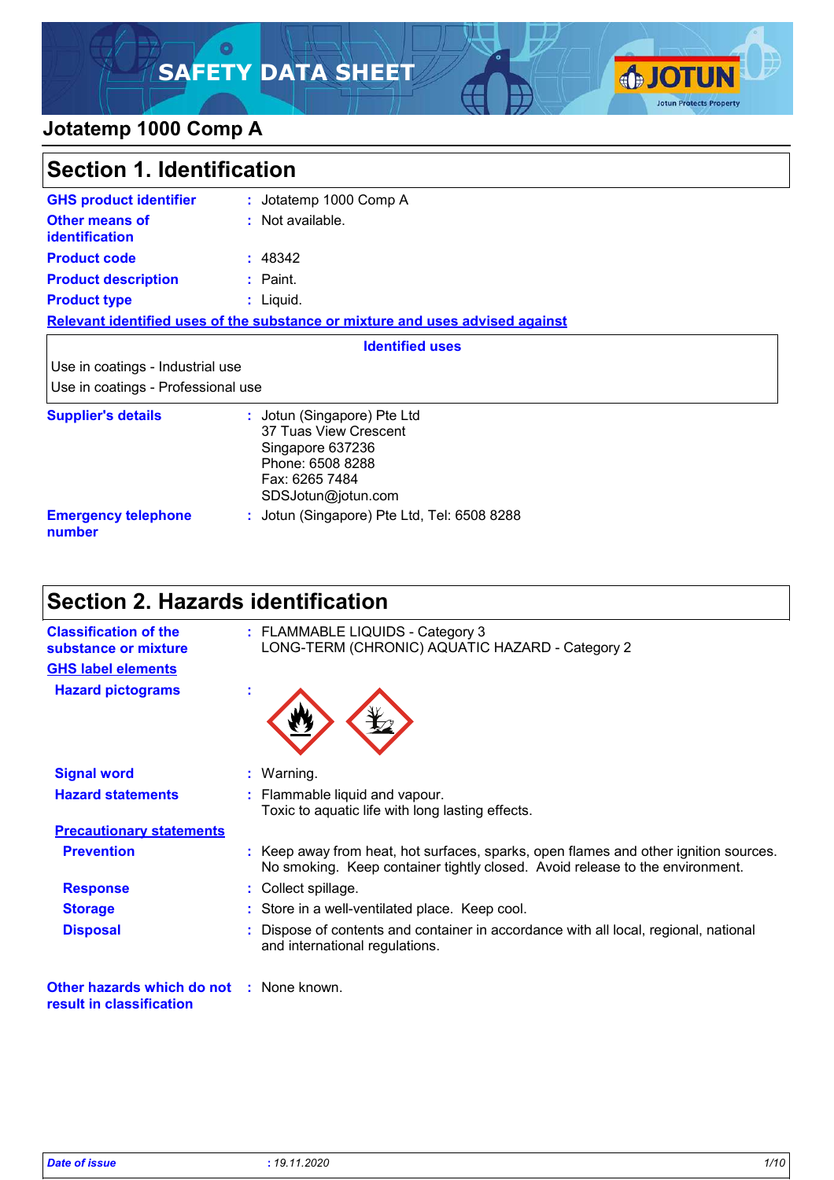# SAFETY DATA SHEET

## Jotatemp 1000 Comp A

## Section 1. Identification

| | | |
|---|---|---|
| **GHS product identifier** | : | Jotatemp 1000 Comp A |
| **Other means of identification** | : | Not available. |
| **Product code** | : | 48342 |
| **Product description** | : | Paint. |
| **Product type** | : | Liquid. |

**Relevant identified uses of the substance or mixture and uses advised against**

| **Identified uses** |
|---|
| Use in coatings - Industrial use |
| Use in coatings - Professional use |

| | | |
|---|---|---|
| **Supplier's details** | : | Jotun (Singapore) Pte Ltd<br>37 Tuas View Crescent<br>Singapore 637236<br>Phone: 6508 8288<br>Fax: 6265 7484<br>SDSJotun@jotun.com |
| **Emergency telephone number** | : | Jotun (Singapore) Pte Ltd, Tel: 6508 8288 |

## Section 2. Hazards identification

| | | |
|---|---|---|
| **Classification of the substance or mixture** | : | FLAMMABLE LIQUIDS - Category 3<br>LONG-TERM (CHRONIC) AQUATIC HAZARD - Category 2 |

**GHS label elements**

| | | |
|---|---|---|
| **Hazard pictograms** | : | |
| **Signal word** | : | Warning. |
| **Hazard statements** | : | Flammable liquid and vapour.<br>Toxic to aquatic life with long lasting effects. |

**Precautionary statements**

| | | |
|---|---|---|
| **Prevention** | : | Keep away from heat, hot surfaces, sparks, open flames and other ignition sources. No smoking. Keep container tightly closed. Avoid release to the environment. |
| **Response** | : | Collect spillage. |
| **Storage** | : | Store in a well-ventilated place. Keep cool. |
| **Disposal** | : | Dispose of contents and container in accordance with all local, regional, national and international regulations. |

| | | |
|---|---|---|
| **Other hazards which do not result in classification** | : | None known. |

*Date of issue* : 19.11.2020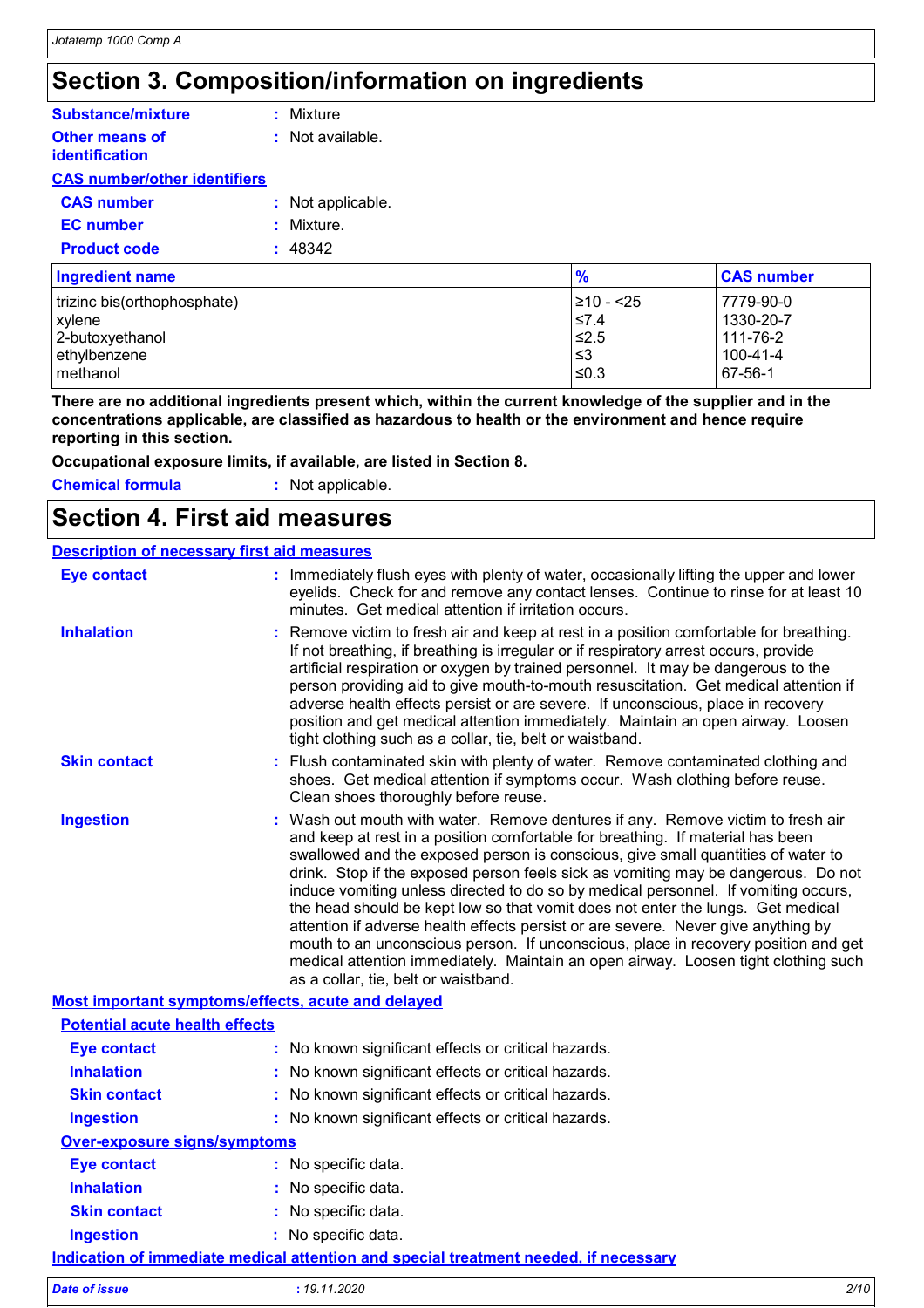# Section 3. Composition/information on ingredients

**Substance/mixture** : Mixture

**Other means of identification** : Not available.

**CAS number/other identifiers**

**CAS number** : Not applicable.

**EC number** : Mixture.

**Product code** : 48342

| Ingredient name | % | CAS number |
|---|---|---|
| trizinc bis(orthophosphate) | ≥10 - <25 | 7779-90-0 |
| xylene | ≤7.4 | 1330-20-7 |
| 2-butoxyethanol | ≤2.5 | 111-76-2 |
| ethylbenzene | ≤3 | 100-41-4 |
| methanol | ≤0.3 | 67-56-1 |

**There are no additional ingredients present which, within the current knowledge of the supplier and in the concentrations applicable, are classified as hazardous to health or the environment and hence require reporting in this section.**

**Occupational exposure limits, if available, are listed in Section 8.**

**Chemical formula** : Not applicable.

# Section 4. First aid measures

**Description of necessary first aid measures**

**Eye contact** : Immediately flush eyes with plenty of water, occasionally lifting the upper and lower eyelids. Check for and remove any contact lenses. Continue to rinse for at least 10 minutes. Get medical attention if irritation occurs.

**Inhalation** : Remove victim to fresh air and keep at rest in a position comfortable for breathing. If not breathing, if breathing is irregular or if respiratory arrest occurs, provide artificial respiration or oxygen by trained personnel. It may be dangerous to the person providing aid to give mouth-to-mouth resuscitation. Get medical attention if adverse health effects persist or are severe. If unconscious, place in recovery position and get medical attention immediately. Maintain an open airway. Loosen tight clothing such as a collar, tie, belt or waistband.

**Skin contact** : Flush contaminated skin with plenty of water. Remove contaminated clothing and shoes. Get medical attention if symptoms occur. Wash clothing before reuse. Clean shoes thoroughly before reuse.

**Ingestion** : Wash out mouth with water. Remove dentures if any. Remove victim to fresh air and keep at rest in a position comfortable for breathing. If material has been swallowed and the exposed person is conscious, give small quantities of water to drink. Stop if the exposed person feels sick as vomiting may be dangerous. Do not induce vomiting unless directed to do so by medical personnel. If vomiting occurs, the head should be kept low so that vomit does not enter the lungs. Get medical attention if adverse health effects persist or are severe. Never give anything by mouth to an unconscious person. If unconscious, place in recovery position and get medical attention immediately. Maintain an open airway. Loosen tight clothing such as a collar, tie, belt or waistband.

**Most important symptoms/effects, acute and delayed**

**Potential acute health effects**

**Eye contact** : No known significant effects or critical hazards.

**Inhalation** : No known significant effects or critical hazards.

**Skin contact** : No known significant effects or critical hazards.

**Ingestion** : No known significant effects or critical hazards.

**Over-exposure signs/symptoms**

**Eye contact** : No specific data.

**Inhalation** : No specific data.

**Skin contact** : No specific data.

**Ingestion** : No specific data.

**Indication of immediate medical attention and special treatment needed, if necessary**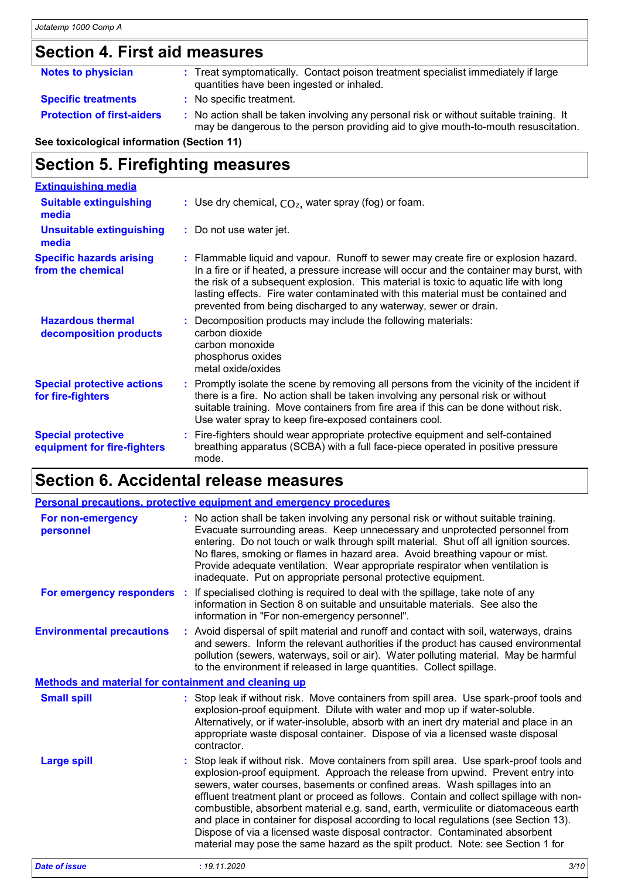## Section 4. First aid measures

| | |
|---|---|
| **Notes to physician** | : Treat symptomatically. Contact poison treatment specialist immediately if large quantities have been ingested or inhaled. |
| **Specific treatments** | : No specific treatment. |
| **Protection of first-aiders** | : No action shall be taken involving any personal risk or without suitable training. It may be dangerous to the person providing aid to give mouth-to-mouth resuscitation. |

**See toxicological information (Section 11)**

## Section 5. Firefighting measures

**Extinguishing media**

| | |
|---|---|
| **Suitable extinguishing media** | : Use dry chemical, $CO_2$, water spray (fog) or foam. |
| **Unsuitable extinguishing media** | : Do not use water jet. |
| **Specific hazards arising from the chemical** | : Flammable liquid and vapour. Runoff to sewer may create fire or explosion hazard. In a fire or if heated, a pressure increase will occur and the container may burst, with the risk of a subsequent explosion. This material is toxic to aquatic life with long lasting effects. Fire water contaminated with this material must be contained and prevented from being discharged to any waterway, sewer or drain. |
| **Hazardous thermal decomposition products** | : Decomposition products may include the following materials:<br>carbon dioxide<br>carbon monoxide<br>phosphorus oxides<br>metal oxide/oxides |
| **Special protective actions for fire-fighters** | : Promptly isolate the scene by removing all persons from the vicinity of the incident if there is a fire. No action shall be taken involving any personal risk or without suitable training. Move containers from fire area if this can be done without risk. Use water spray to keep fire-exposed containers cool. |
| **Special protective equipment for fire-fighters** | : Fire-fighters should wear appropriate protective equipment and self-contained breathing apparatus (SCBA) with a full face-piece operated in positive pressure mode. |

## Section 6. Accidental release measures

**Personal precautions, protective equipment and emergency procedures**

| | |
|---|---|
| **For non-emergency personnel** | : No action shall be taken involving any personal risk or without suitable training. Evacuate surrounding areas. Keep unnecessary and unprotected personnel from entering. Do not touch or walk through spilt material. Shut off all ignition sources. No flares, smoking or flames in hazard area. Avoid breathing vapour or mist. Provide adequate ventilation. Wear appropriate respirator when ventilation is inadequate. Put on appropriate personal protective equipment. |
| **For emergency responders** | : If specialised clothing is required to deal with the spillage, take note of any information in Section 8 on suitable and unsuitable materials. See also the information in "For non-emergency personnel". |
| **Environmental precautions** | : Avoid dispersal of spilt material and runoff and contact with soil, waterways, drains and sewers. Inform the relevant authorities if the product has caused environmental pollution (sewers, waterways, soil or air). Water polluting material. May be harmful to the environment if released in large quantities. Collect spillage. |

**Methods and material for containment and cleaning up**

| | |
|---|---|
| **Small spill** | : Stop leak if without risk. Move containers from spill area. Use spark-proof tools and explosion-proof equipment. Dilute with water and mop up if water-soluble. Alternatively, or if water-insoluble, absorb with an inert dry material and place in an appropriate waste disposal container. Dispose of via a licensed waste disposal contractor. |
| **Large spill** | : Stop leak if without risk. Move containers from spill area. Use spark-proof tools and explosion-proof equipment. Approach the release from upwind. Prevent entry into sewers, water courses, basements or confined areas. Wash spillages into an effluent treatment plant or proceed as follows. Contain and collect spillage with non-combustible, absorbent material e.g. sand, earth, vermiculite or diatomaceous earth and place in container for disposal according to local regulations (see Section 13). Dispose of via a licensed waste disposal contractor. Contaminated absorbent material may pose the same hazard as the spilt product. Note: see Section 1 for |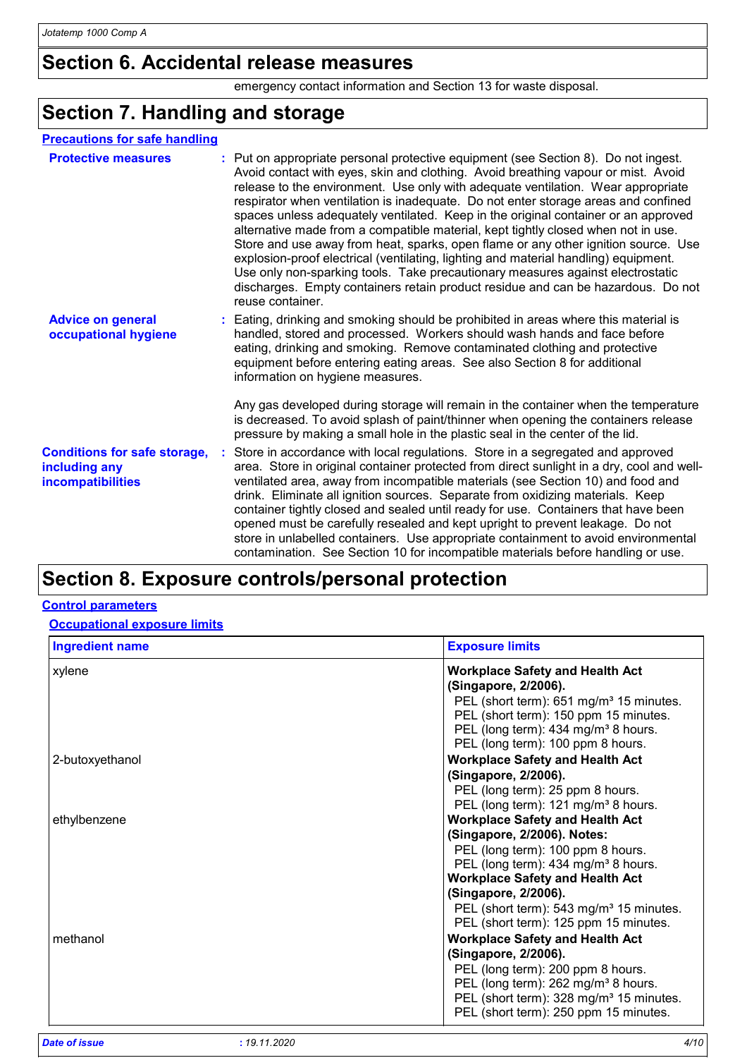# Section 6. Accidental release measures

emergency contact information and Section 13 for waste disposal.

# Section 7. Handling and storage

## Precautions for safe handling

**Protective measures** : Put on appropriate personal protective equipment (see Section 8). Do not ingest. Avoid contact with eyes, skin and clothing. Avoid breathing vapour or mist. Avoid release to the environment. Use only with adequate ventilation. Wear appropriate respirator when ventilation is inadequate. Do not enter storage areas and confined spaces unless adequately ventilated. Keep in the original container or an approved alternative made from a compatible material, kept tightly closed when not in use. Store and use away from heat, sparks, open flame or any other ignition source. Use explosion-proof electrical (ventilating, lighting and material handling) equipment. Use only non-sparking tools. Take precautionary measures against electrostatic discharges. Empty containers retain product residue and can be hazardous. Do not reuse container.

**Advice on general occupational hygiene** : Eating, drinking and smoking should be prohibited in areas where this material is handled, stored and processed. Workers should wash hands and face before eating, drinking and smoking. Remove contaminated clothing and protective equipment before entering eating areas. See also Section 8 for additional information on hygiene measures.

Any gas developed during storage will remain in the container when the temperature is decreased. To avoid splash of paint/thinner when opening the containers release pressure by making a small hole in the plastic seal in the center of the lid.

**Conditions for safe storage, including any incompatibilities** : Store in accordance with local regulations. Store in a segregated and approved area. Store in original container protected from direct sunlight in a dry, cool and well-ventilated area, away from incompatible materials (see Section 10) and food and drink. Eliminate all ignition sources. Separate from oxidizing materials. Keep container tightly closed and sealed until ready for use. Containers that have been opened must be carefully resealed and kept upright to prevent leakage. Do not store in unlabelled containers. Use appropriate containment to avoid environmental contamination. See Section 10 for incompatible materials before handling or use.

# Section 8. Exposure controls/personal protection

## Control parameters

### Occupational exposure limits

| Ingredient name | Exposure limits |
|---|---|
| xylene | **Workplace Safety and Health Act (Singapore, 2/2006).**<br>PEL (short term): 651 mg/m³ 15 minutes.<br>PEL (short term): 150 ppm 15 minutes.<br>PEL (long term): 434 mg/m³ 8 hours.<br>PEL (long term): 100 ppm 8 hours. |
| 2-butoxyethanol | **Workplace Safety and Health Act (Singapore, 2/2006).**<br>PEL (long term): 25 ppm 8 hours.<br>PEL (long term): 121 mg/m³ 8 hours. |
| ethylbenzene | **Workplace Safety and Health Act (Singapore, 2/2006). Notes:**<br>PEL (long term): 100 ppm 8 hours.<br>PEL (long term): 434 mg/m³ 8 hours.<br>**Workplace Safety and Health Act (Singapore, 2/2006).**<br>PEL (short term): 543 mg/m³ 15 minutes.<br>PEL (short term): 125 ppm 15 minutes. |
| methanol | **Workplace Safety and Health Act (Singapore, 2/2006).**<br>PEL (long term): 200 ppm 8 hours.<br>PEL (long term): 262 mg/m³ 8 hours.<br>PEL (short term): 328 mg/m³ 15 minutes.<br>PEL (short term): 250 ppm 15 minutes. |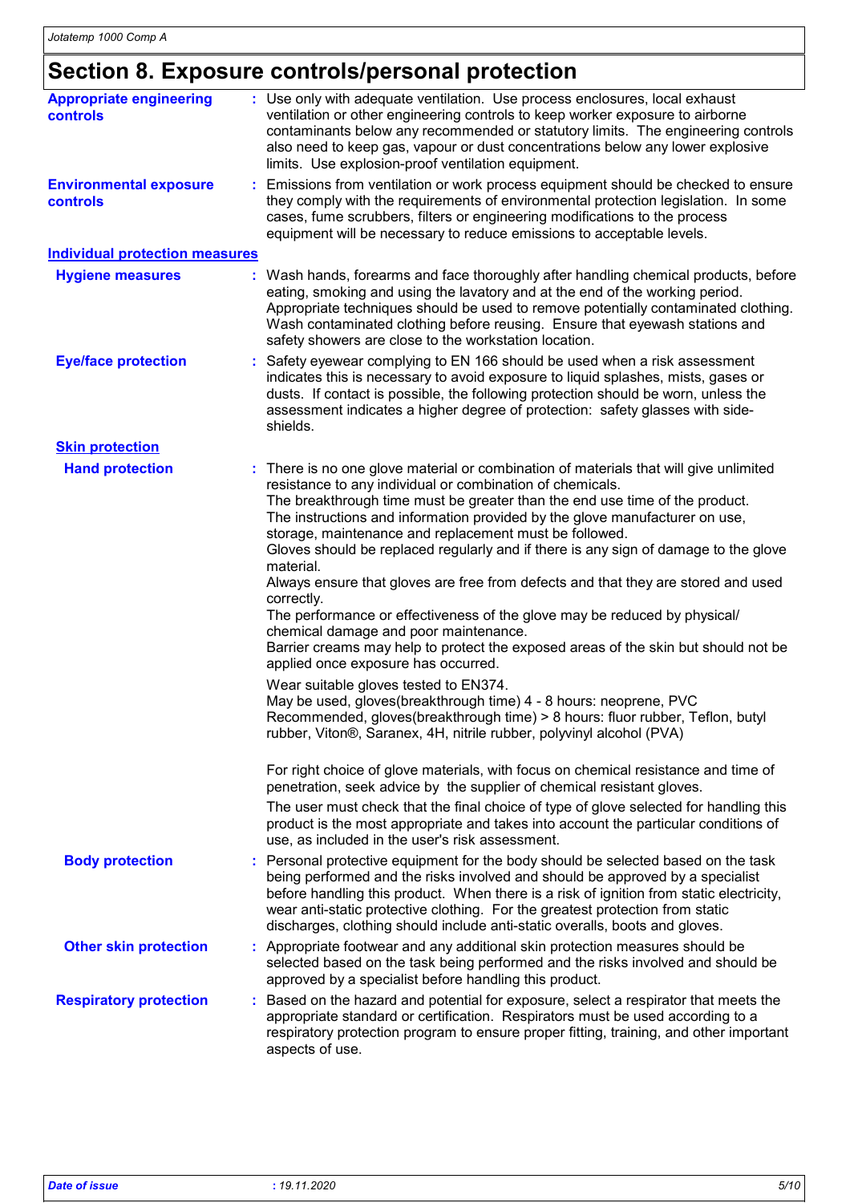# Section 8. Exposure controls/personal protection

**Appropriate engineering controls** : Use only with adequate ventilation. Use process enclosures, local exhaust ventilation or other engineering controls to keep worker exposure to airborne contaminants below any recommended or statutory limits. The engineering controls also need to keep gas, vapour or dust concentrations below any lower explosive limits. Use explosion-proof ventilation equipment.

**Environmental exposure controls** : Emissions from ventilation or work process equipment should be checked to ensure they comply with the requirements of environmental protection legislation. In some cases, fume scrubbers, filters or engineering modifications to the process equipment will be necessary to reduce emissions to acceptable levels.

## Individual protection measures

**Hygiene measures** : Wash hands, forearms and face thoroughly after handling chemical products, before eating, smoking and using the lavatory and at the end of the working period. Appropriate techniques should be used to remove potentially contaminated clothing. Wash contaminated clothing before reusing. Ensure that eyewash stations and safety showers are close to the workstation location.

**Eye/face protection** : Safety eyewear complying to EN 166 should be used when a risk assessment indicates this is necessary to avoid exposure to liquid splashes, mists, gases or dusts. If contact is possible, the following protection should be worn, unless the assessment indicates a higher degree of protection: safety glasses with side-shields.

### Skin protection

**Hand protection** : There is no one glove material or combination of materials that will give unlimited resistance to any individual or combination of chemicals.
The breakthrough time must be greater than the end use time of the product.
The instructions and information provided by the glove manufacturer on use, storage, maintenance and replacement must be followed.
Gloves should be replaced regularly and if there is any sign of damage to the glove material.
Always ensure that gloves are free from defects and that they are stored and used correctly.
The performance or effectiveness of the glove may be reduced by physical/ chemical damage and poor maintenance.
Barrier creams may help to protect the exposed areas of the skin but should not be applied once exposure has occurred.

Wear suitable gloves tested to EN374.
May be used, gloves(breakthrough time) 4 - 8 hours: neoprene, PVC
Recommended, gloves(breakthrough time) > 8 hours: fluor rubber, Teflon, butyl rubber, Viton®, Saranex, 4H, nitrile rubber, polyvinyl alcohol (PVA)

For right choice of glove materials, with focus on chemical resistance and time of penetration, seek advice by the supplier of chemical resistant gloves.

The user must check that the final choice of type of glove selected for handling this product is the most appropriate and takes into account the particular conditions of use, as included in the user's risk assessment.

**Body protection** : Personal protective equipment for the body should be selected based on the task being performed and the risks involved and should be approved by a specialist before handling this product. When there is a risk of ignition from static electricity, wear anti-static protective clothing. For the greatest protection from static discharges, clothing should include anti-static overalls, boots and gloves.

**Other skin protection** : Appropriate footwear and any additional skin protection measures should be selected based on the task being performed and the risks involved and should be approved by a specialist before handling this product.

**Respiratory protection** : Based on the hazard and potential for exposure, select a respirator that meets the appropriate standard or certification. Respirators must be used according to a respiratory protection program to ensure proper fitting, training, and other important aspects of use.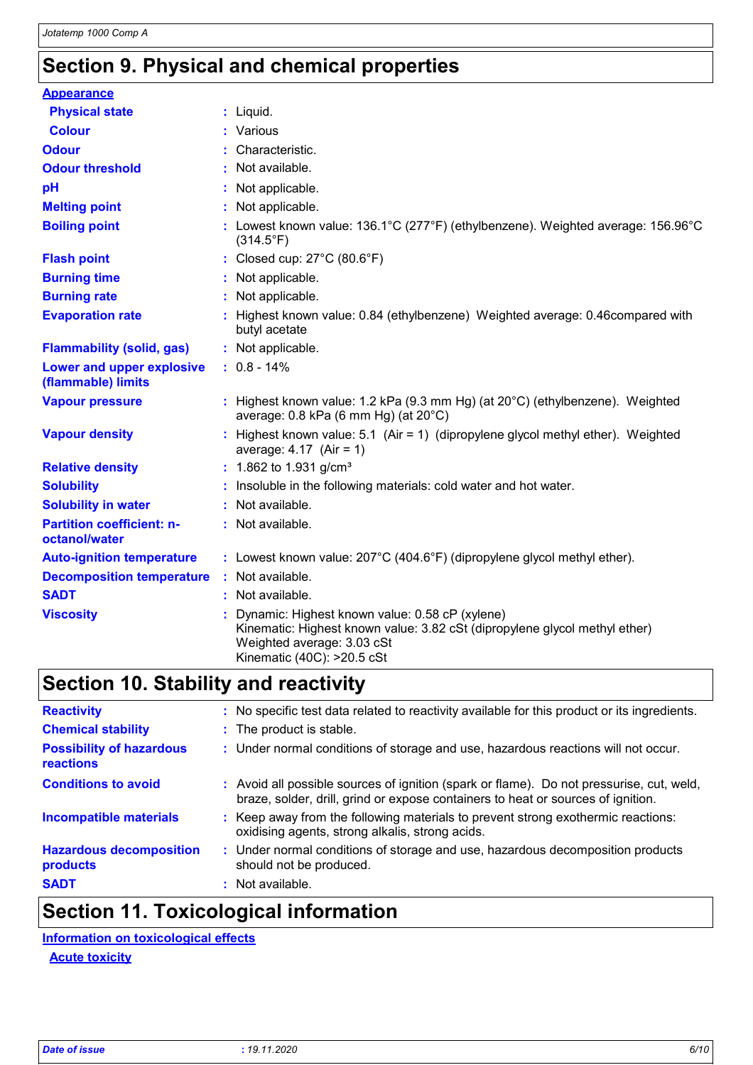## Section 9. Physical and chemical properties

**Appearance**

| | | |
|---|---|---|
| **Physical state** | : | Liquid. |
| **Colour** | : | Various |
| **Odour** | : | Characteristic. |
| **Odour threshold** | : | Not available. |
| **pH** | : | Not applicable. |
| **Melting point** | : | Not applicable. |
| **Boiling point** | : | Lowest known value: 136.1°C (277°F) (ethylbenzene). Weighted average: 156.96°C (314.5°F) |
| **Flash point** | : | Closed cup: 27°C (80.6°F) |
| **Burning time** | : | Not applicable. |
| **Burning rate** | : | Not applicable. |
| **Evaporation rate** | : | Highest known value: 0.84 (ethylbenzene) Weighted average: 0.46compared with butyl acetate |
| **Flammability (solid, gas)** | : | Not applicable. |
| **Lower and upper explosive (flammable) limits** | : | 0.8 - 14% |
| **Vapour pressure** | : | Highest known value: 1.2 kPa (9.3 mm Hg) (at 20°C) (ethylbenzene). Weighted average: 0.8 kPa (6 mm Hg) (at 20°C) |
| **Vapour density** | : | Highest known value: 5.1 (Air = 1) (dipropylene glycol methyl ether). Weighted average: 4.17 (Air = 1) |
| **Relative density** | : | 1.862 to 1.931 g/cm³ |
| **Solubility** | : | Insoluble in the following materials: cold water and hot water. |
| **Solubility in water** | : | Not available. |
| **Partition coefficient: n-octanol/water** | : | Not available. |
| **Auto-ignition temperature** | : | Lowest known value: 207°C (404.6°F) (dipropylene glycol methyl ether). |
| **Decomposition temperature** | : | Not available. |
| **SADT** | : | Not available. |
| **Viscosity** | : | Dynamic: Highest known value: 0.58 cP (xylene)<br>Kinematic: Highest known value: 3.82 cSt (dipropylene glycol methyl ether)<br>Weighted average: 3.03 cSt<br>Kinematic (40C): >20.5 cSt |

## Section 10. Stability and reactivity

| | | |
|---|---|---|
| **Reactivity** | : | No specific test data related to reactivity available for this product or its ingredients. |
| **Chemical stability** | : | The product is stable. |
| **Possibility of hazardous reactions** | : | Under normal conditions of storage and use, hazardous reactions will not occur. |
| **Conditions to avoid** | : | Avoid all possible sources of ignition (spark or flame). Do not pressurise, cut, weld, braze, solder, drill, grind or expose containers to heat or sources of ignition. |
| **Incompatible materials** | : | Keep away from the following materials to prevent strong exothermic reactions: oxidising agents, strong alkalis, strong acids. |
| **Hazardous decomposition products** | : | Under normal conditions of storage and use, hazardous decomposition products should not be produced. |
| **SADT** | : | Not available. |

## Section 11. Toxicological information

**Information on toxicological effects**

**Acute toxicity**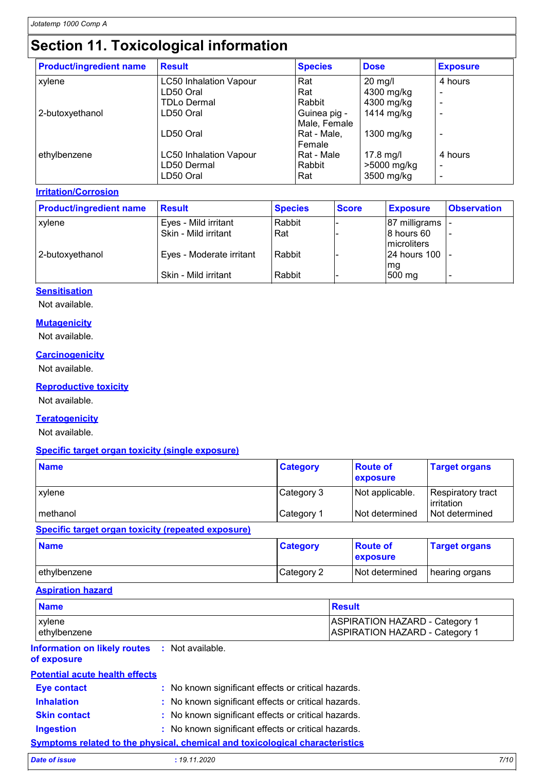# Section 11. Toxicological information

| Product/ingredient name | Result | Species | Dose | Exposure |
|---|---|---|---|---|
| xylene | LC50 Inhalation Vapour | Rat | 20 mg/l | 4 hours |
| | LD50 Oral | Rat | 4300 mg/kg | - |
| | TDLo Dermal | Rabbit | 4300 mg/kg | - |
| 2-butoxyethanol | LD50 Oral | Guinea pig - Male, Female | 1414 mg/kg | - |
| | LD50 Oral | Rat - Male, Female | 1300 mg/kg | - |
| ethylbenzene | LC50 Inhalation Vapour | Rat - Male | 17.8 mg/l | 4 hours |
| | LD50 Dermal | Rabbit | >5000 mg/kg | - |
| | LD50 Oral | Rat | 3500 mg/kg | - |

### Irritation/Corrosion

| Product/ingredient name | Result | Species | Score | Exposure | Observation |
|---|---|---|---|---|---|
| xylene | Eyes - Mild irritant | Rabbit | - | 87 milligrams | - |
| | Skin - Mild irritant | Rat | - | 8 hours 60 microliters | - |
| 2-butoxyethanol | Eyes - Moderate irritant | Rabbit | - | 24 hours 100 mg | - |
| | Skin - Mild irritant | Rabbit | - | 500 mg | - |

### Sensitisation

Not available.

### Mutagenicity

Not available.

### Carcinogenicity

Not available.

### Reproductive toxicity

Not available.

### Teratogenicity

Not available.

### Specific target organ toxicity (single exposure)

| Name | Category | Route of exposure | Target organs |
|---|---|---|---|
| xylene | Category 3 | Not applicable. | Respiratory tract irritation |
| methanol | Category 1 | Not determined | Not determined |

### Specific target organ toxicity (repeated exposure)

| Name | Category | Route of exposure | Target organs |
|---|---|---|---|
| ethylbenzene | Category 2 | Not determined | hearing organs |

### Aspiration hazard

| Name | Result |
|---|---|
| xylene | ASPIRATION HAZARD - Category 1 |
| ethylbenzene | ASPIRATION HAZARD - Category 1 |

**Information on likely routes of exposure** : Not available.

### Potential acute health effects

**Eye contact** : No known significant effects or critical hazards.

**Inhalation** : No known significant effects or critical hazards.

**Skin contact** : No known significant effects or critical hazards.

**Ingestion** : No known significant effects or critical hazards.

### Symptoms related to the physical, chemical and toxicological characteristics

*Date of issue* : *19.11.2020*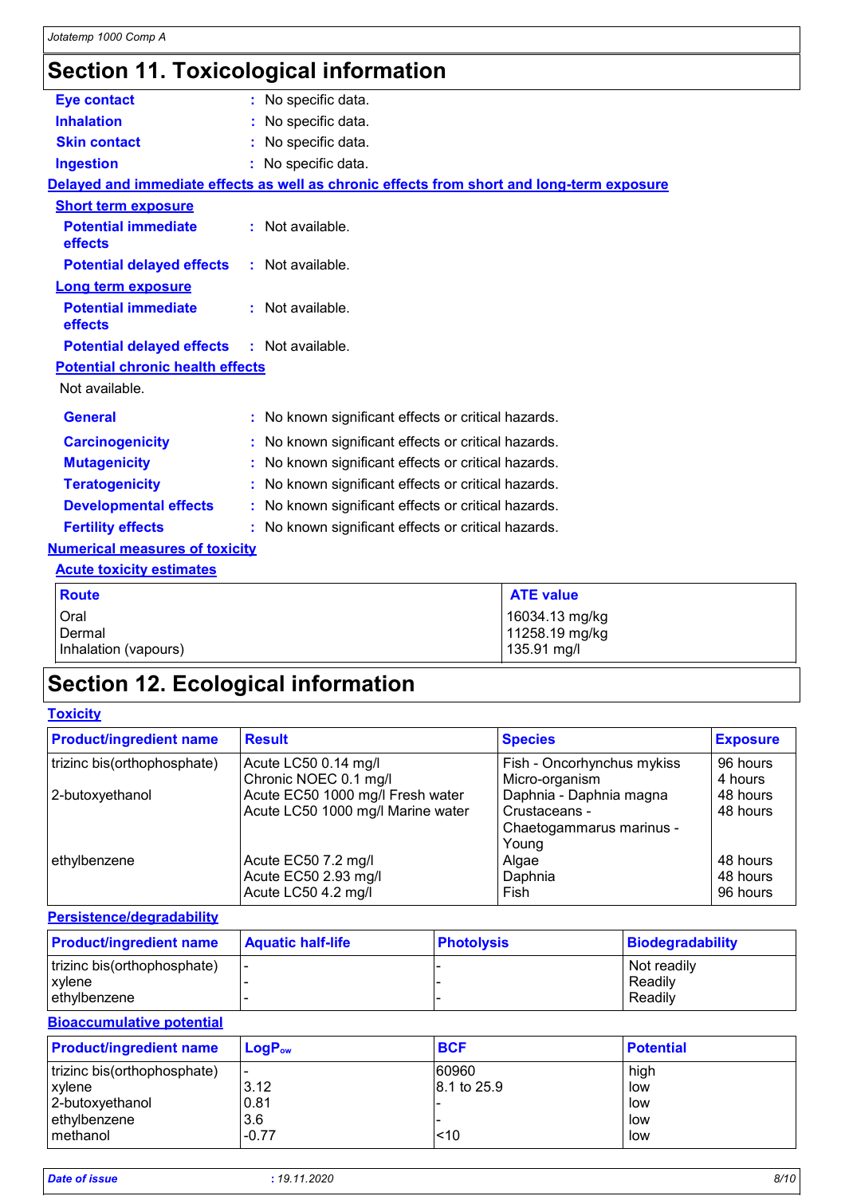# Section 11. Toxicological information

**Eye contact** : No specific data.

**Inhalation** : No specific data.

**Skin contact** : No specific data.

**Ingestion** : No specific data.

**Delayed and immediate effects as well as chronic effects from short and long-term exposure**

**Short term exposure**

**Potential immediate effects** : Not available.

**Potential delayed effects** : Not available.

**Long term exposure**

**Potential immediate effects** : Not available.

**Potential delayed effects** : Not available.

**Potential chronic health effects**

Not available.

**General** : No known significant effects or critical hazards.

**Carcinogenicity** : No known significant effects or critical hazards.

**Mutagenicity** : No known significant effects or critical hazards.

**Teratogenicity** : No known significant effects or critical hazards.

**Developmental effects** : No known significant effects or critical hazards.

**Fertility effects** : No known significant effects or critical hazards.

**Numerical measures of toxicity**

**Acute toxicity estimates**

| Route | ATE value |
|---|---|
| Oral | 16034.13 mg/kg |
| Dermal | 11258.19 mg/kg |
| Inhalation (vapours) | 135.91 mg/l |

# Section 12. Ecological information

**Toxicity**

| Product/ingredient name | Result | Species | Exposure |
|---|---|---|---|
| trizinc bis(orthophosphate) | Acute LC50 0.14 mg/l | Fish - Oncorhynchus mykiss | 96 hours |
| | Chronic NOEC 0.1 mg/l | Micro-organism | 4 hours |
| 2-butoxyethanol | Acute EC50 1000 mg/l Fresh water | Daphnia - Daphnia magna | 48 hours |
| | Acute LC50 1000 mg/l Marine water | Crustaceans - Chaetogammarus marinus - Young | 48 hours |
| ethylbenzene | Acute EC50 7.2 mg/l | Algae | 48 hours |
| | Acute EC50 2.93 mg/l | Daphnia | 48 hours |
| | Acute LC50 4.2 mg/l | Fish | 96 hours |

**Persistence/degradability**

| Product/ingredient name | Aquatic half-life | Photolysis | Biodegradability |
|---|---|---|---|
| trizinc bis(orthophosphate) | - | - | Not readily |
| xylene | - | - | Readily |
| ethylbenzene | - | - | Readily |

**Bioaccumulative potential**

| Product/ingredient name | $LogP_{ow}$ | BCF | Potential |
|---|---|---|---|
| trizinc bis(orthophosphate) | - | 60960 | high |
| xylene | 3.12 | 8.1 to 25.9 | low |
| 2-butoxyethanol | 0.81 | - | low |
| ethylbenzene | 3.6 | - | low |
| methanol | -0.77 | <10 | low |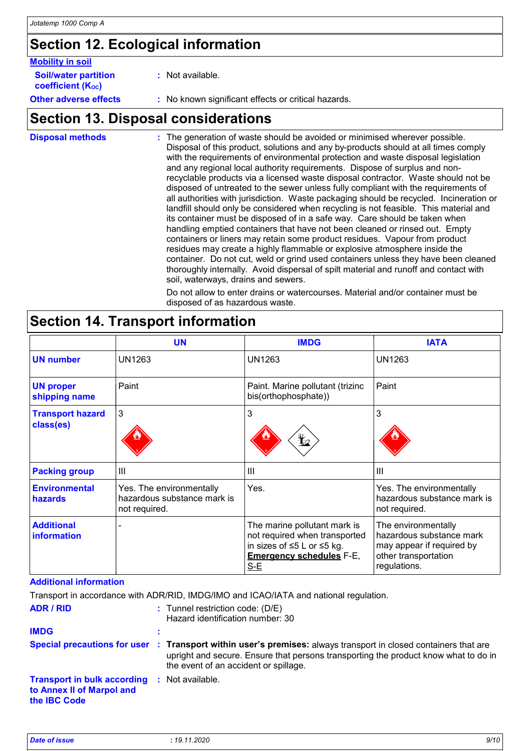## Section 12. Ecological information

**Mobility in soil**

**Soil/water partition coefficient ($K_{OC}$)** : Not available.

**Other adverse effects** : No known significant effects or critical hazards.

## Section 13. Disposal considerations

**Disposal methods** : The generation of waste should be avoided or minimised wherever possible. Disposal of this product, solutions and any by-products should at all times comply with the requirements of environmental protection and waste disposal legislation and any regional local authority requirements. Dispose of surplus and non-recyclable products via a licensed waste disposal contractor. Waste should not be disposed of untreated to the sewer unless fully compliant with the requirements of all authorities with jurisdiction. Waste packaging should be recycled. Incineration or landfill should only be considered when recycling is not feasible. This material and its container must be disposed of in a safe way. Care should be taken when handling emptied containers that have not been cleaned or rinsed out. Empty containers or liners may retain some product residues. Vapour from product residues may create a highly flammable or explosive atmosphere inside the container. Do not cut, weld or grind used containers unless they have been cleaned thoroughly internally. Avoid dispersal of spilt material and runoff and contact with soil, waterways, drains and sewers.

Do not allow to enter drains or watercourses. Material and/or container must be disposed of as hazardous waste.

## Section 14. Transport information

| | UN | IMDG | IATA |
|---|---|---|---|
| **UN number** | UN1263 | UN1263 | UN1263 |
| **UN proper shipping name** | Paint | Paint. Marine pollutant (trizinc bis(orthophosphate)) | Paint |
| **Transport hazard class(es)** | 3 | 3 | 3 |
| **Packing group** | III | III | III |
| **Environmental hazards** | Yes. The environmentally hazardous substance mark is not required. | Yes. | Yes. The environmentally hazardous substance mark is not required. |
| **Additional information** | - | The marine pollutant mark is not required when transported in sizes of ≤5 L or ≤5 kg. **Emergency schedules** F-E, S-E | The environmentally hazardous substance mark may appear if required by other transportation regulations. |

**Additional information**

Transport in accordance with ADR/RID, IMDG/IMO and ICAO/IATA and national regulation.

**ADR / RID** : Tunnel restriction code: (D/E)
Hazard identification number: 30

**IMDG** :

**Special precautions for user** : **Transport within user's premises:** always transport in closed containers that are upright and secure. Ensure that persons transporting the product know what to do in the event of an accident or spillage.

**Transport in bulk according to Annex II of Marpol and the IBC Code** : Not available.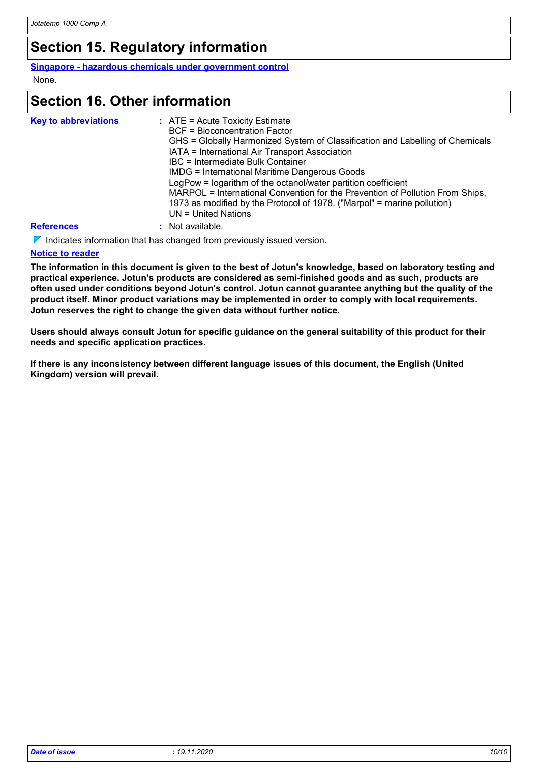## Section 15. Regulatory information

**Singapore - hazardous chemicals under government control**

None.

## Section 16. Other information

**Key to abbreviations** : ATE = Acute Toxicity Estimate
BCF = Bioconcentration Factor
GHS = Globally Harmonized System of Classification and Labelling of Chemicals
IATA = International Air Transport Association
IBC = Intermediate Bulk Container
IMDG = International Maritime Dangerous Goods
LogPow = logarithm of the octanol/water partition coefficient
MARPOL = International Convention for the Prevention of Pollution From Ships, 1973 as modified by the Protocol of 1978. ("Marpol" = marine pollution)
UN = United Nations

**References** : Not available.

Indicates information that has changed from previously issued version.

**Notice to reader**

**The information in this document is given to the best of Jotun's knowledge, based on laboratory testing and practical experience. Jotun's products are considered as semi-finished goods and as such, products are often used under conditions beyond Jotun's control. Jotun cannot guarantee anything but the quality of the product itself. Minor product variations may be implemented in order to comply with local requirements. Jotun reserves the right to change the given data without further notice.**

**Users should always consult Jotun for specific guidance on the general suitability of this product for their needs and specific application practices.**

**If there is any inconsistency between different language issues of this document, the English (United Kingdom) version will prevail.**